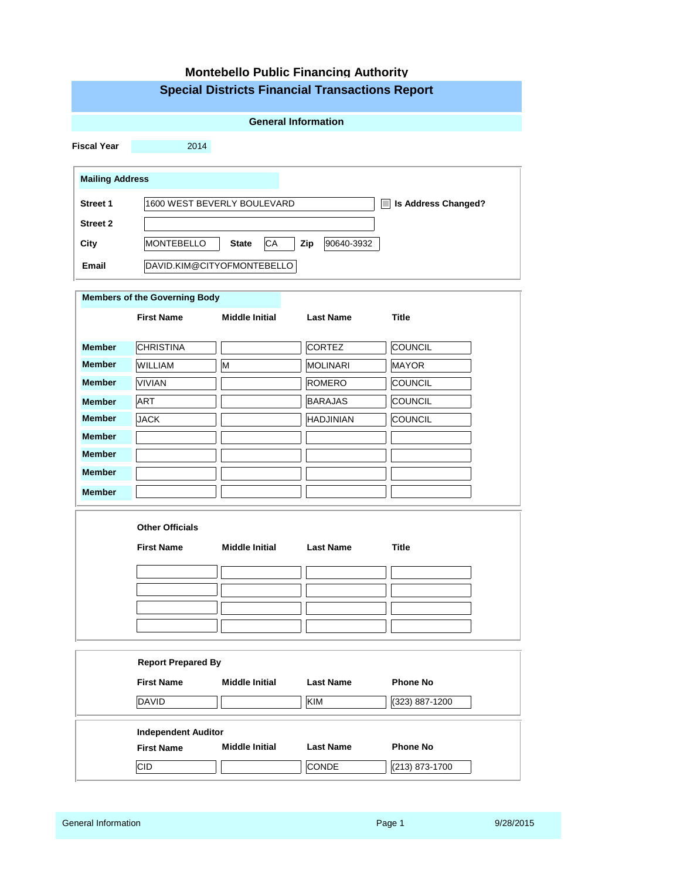# Montebello Public Financing Authority

## Special Districts Financial Transactions Report

### General Information

**Fiscal Year** 2014

**Mailing Address**

| | |
|---|---|
| **Street 1** | 1600 WEST BEVERLY BOULEVARD |
| **Street 2** | |
| **City** | MONTEBELLO |
| **State** | CA |
| **Zip** | 90640-3932 |
| **Email** | DAVID.KIM@CITYOFMONTEBELLO |

☐ **Is Address Changed?**

**Members of the Governing Body**

| | First Name | Middle Initial | Last Name | Title |
|---|---|---|---|---|
| **Member** | CHRISTINA | | CORTEZ | COUNCIL |
| **Member** | WILLIAM | M | MOLINARI | MAYOR |
| **Member** | VIVIAN | | ROMERO | COUNCIL |
| **Member** | ART | | BARAJAS | COUNCIL |
| **Member** | JACK | | HADJINIAN | COUNCIL |
| **Member** | | | | |
| **Member** | | | | |
| **Member** | | | | |
| **Member** | | | | |

**Other Officials**

| First Name | Middle Initial | Last Name | Title |
|---|---|---|---|
| | | | |
| | | | |
| | | | |
| | | | |

**Report Prepared By**

| First Name | Middle Initial | Last Name | Phone No |
|---|---|---|---|
| DAVID | | KIM | (323) 887-1200 |

**Independent Auditor**

| First Name | Middle Initial | Last Name | Phone No |
|---|---|---|---|
| CID | | CONDE | (213) 873-1700 |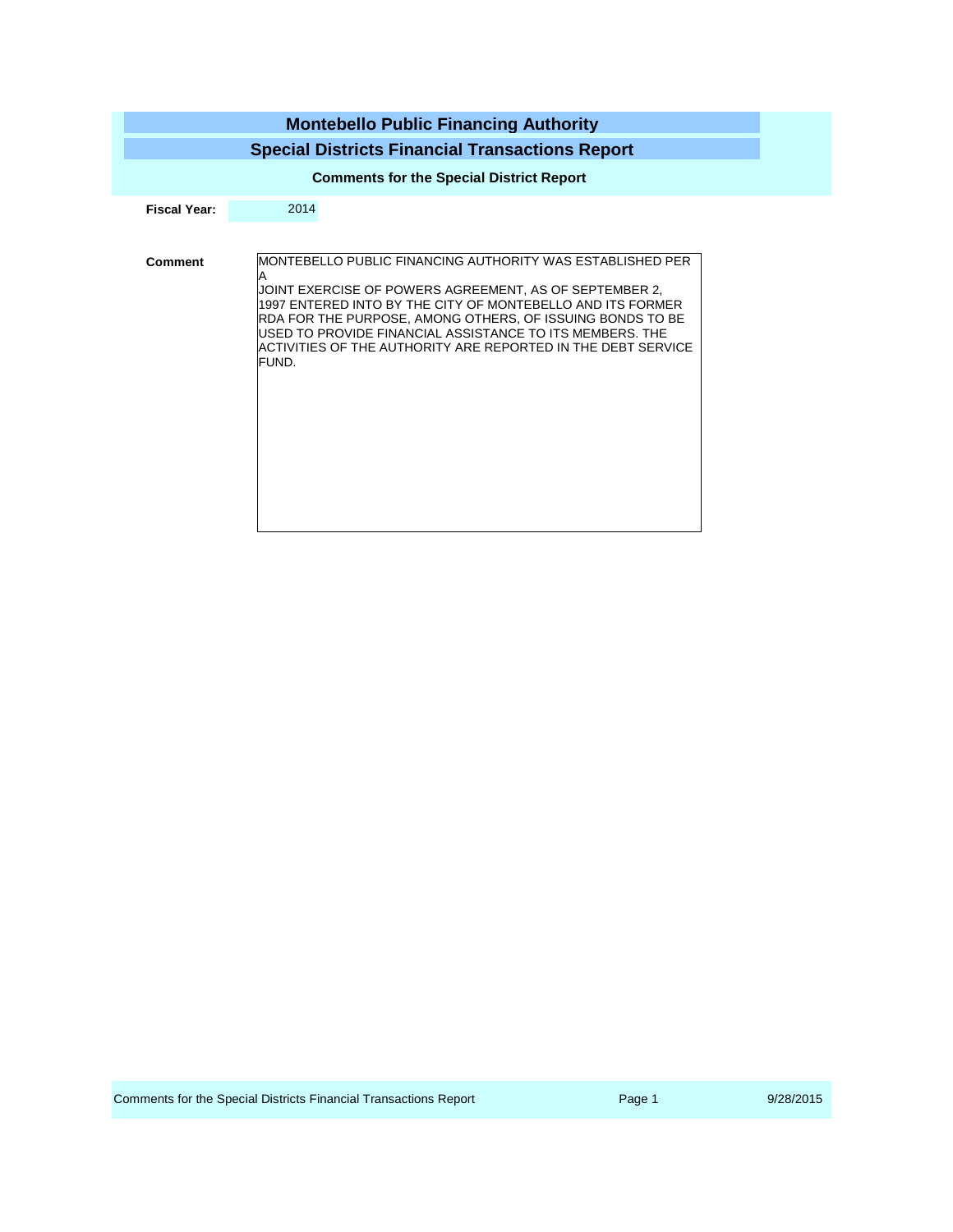# Montebello Public Financing Authority

## Special Districts Financial Transactions Report

### Comments for the Special District Report

**Fiscal Year:** 2014

**Comment**

MONTEBELLO PUBLIC FINANCING AUTHORITY WAS ESTABLISHED PER A
JOINT EXERCISE OF POWERS AGREEMENT, AS OF SEPTEMBER 2, 1997 ENTERED INTO BY THE CITY OF MONTEBELLO AND ITS FORMER RDA FOR THE PURPOSE, AMONG OTHERS, OF ISSUING BONDS TO BE USED TO PROVIDE FINANCIAL ASSISTANCE TO ITS MEMBERS. THE ACTIVITIES OF THE AUTHORITY ARE REPORTED IN THE DEBT SERVICE FUND.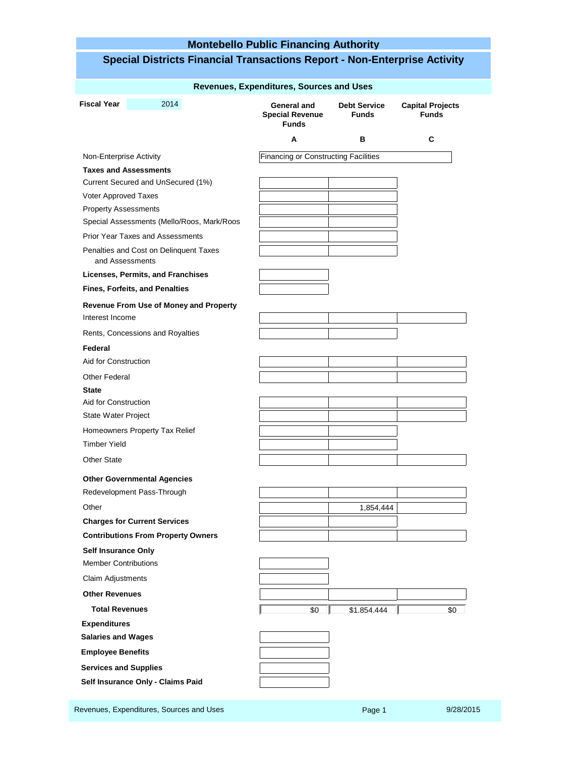# Montebello Public Financing Authority

## Special Districts Financial Transactions Report - Non-Enterprise Activity

### Revenues, Expenditures, Sources and Uses

**Fiscal Year** 2014

| | General and Special Revenue Funds | Debt Service Funds | Capital Projects Funds |
|---|---|---|---|
| | A | B | C |
| Non-Enterprise Activity | Financing or Constructing Facilities | | |
| **Taxes and Assessments** | | | |
| Current Secured and UnSecured (1%) | | | |
| Voter Approved Taxes | | | |
| Property Assessments | | | |
| Special Assessments (Mello/Roos, Mark/Roos | | | |
| Prior Year Taxes and Assessments | | | |
| Penalties and Cost on Delinquent Taxes and Assessments | | | |
| **Licenses, Permits, and Franchises** | | | |
| **Fines, Forfeits, and Penalties** | | | |
| **Revenue From Use of Money and Property** | | | |
| Interest Income | | | |
| Rents, Concessions and Royalties | | | |
| **Federal** | | | |
| Aid for Construction | | | |
| Other Federal | | | |
| **State** | | | |
| Aid for Construction | | | |
| State Water Project | | | |
| Homeowners Property Tax Relief | | | |
| Timber Yield | | | |
| Other State | | | |
| **Other Governmental Agencies** | | | |
| Redevelopment Pass-Through | | | |
| Other | | 1,854,444 | |
| **Charges for Current Services** | | | |
| **Contributions From Property Owners** | | | |
| **Self Insurance Only** | | | |
| Member Contributions | | | |
| Claim Adjustments | | | |
| **Other Revenues** | | | |
| **Total Revenues** | $0 | $1,854,444 | $0 |
| **Expenditures** | | | |
| **Salaries and Wages** | | | |
| **Employee Benefits** | | | |
| **Services and Supplies** | | | |
| **Self Insurance Only - Claims Paid** | | | |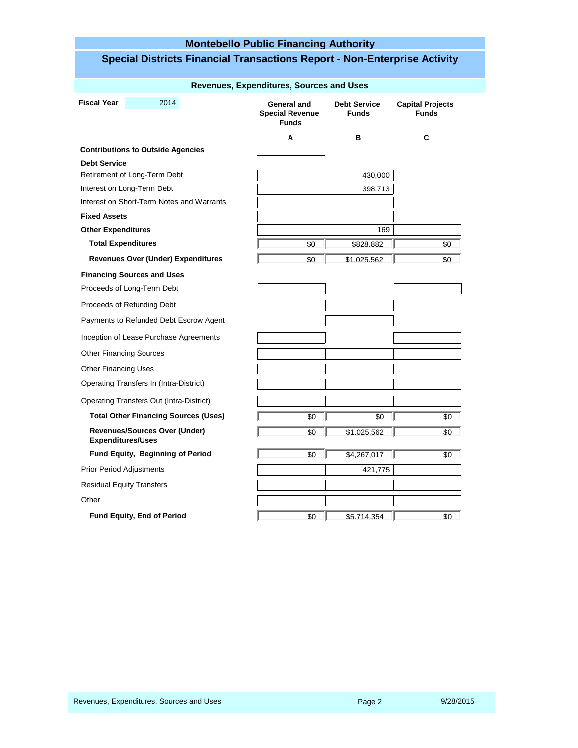# Montebello Public Financing Authority

## Special Districts Financial Transactions Report - Non-Enterprise Activity

### Revenues, Expenditures, Sources and Uses

**Fiscal Year** 2014

| | General and Special Revenue Funds | Debt Service Funds | Capital Projects Funds |
|---|---|---|---|
| | A | B | C |
| **Contributions to Outside Agencies** | | | |
| **Debt Service** | | | |
| Retirement of Long-Term Debt | | 430,000 | |
| Interest on Long-Term Debt | | 398,713 | |
| Interest on Short-Term Notes and Warrants | | | |
| **Fixed Assets** | | | |
| **Other Expenditures** | | 169 | |
| **Total Expenditures** | $0 | $828.882 | $0 |
| **Revenues Over (Under) Expenditures** | $0 | $1.025.562 | $0 |
| **Financing Sources and Uses** | | | |
| Proceeds of Long-Term Debt | | | |
| Proceeds of Refunding Debt | | | |
| Payments to Refunded Debt Escrow Agent | | | |
| Inception of Lease Purchase Agreements | | | |
| Other Financing Sources | | | |
| Other Financing Uses | | | |
| Operating Transfers In (Intra-District) | | | |
| Operating Transfers Out (Intra-District) | | | |
| **Total Other Financing Sources (Uses)** | $0 | $0 | $0 |
| **Revenues/Sources Over (Under) Expenditures/Uses** | $0 | $1.025.562 | $0 |
| **Fund Equity, Beginning of Period** | $0 | $4,267,017 | $0 |
| Prior Period Adjustments | | 421,775 | |
| Residual Equity Transfers | | | |
| Other | | | |
| **Fund Equity, End of Period** | $0 | $5.714.354 | $0 |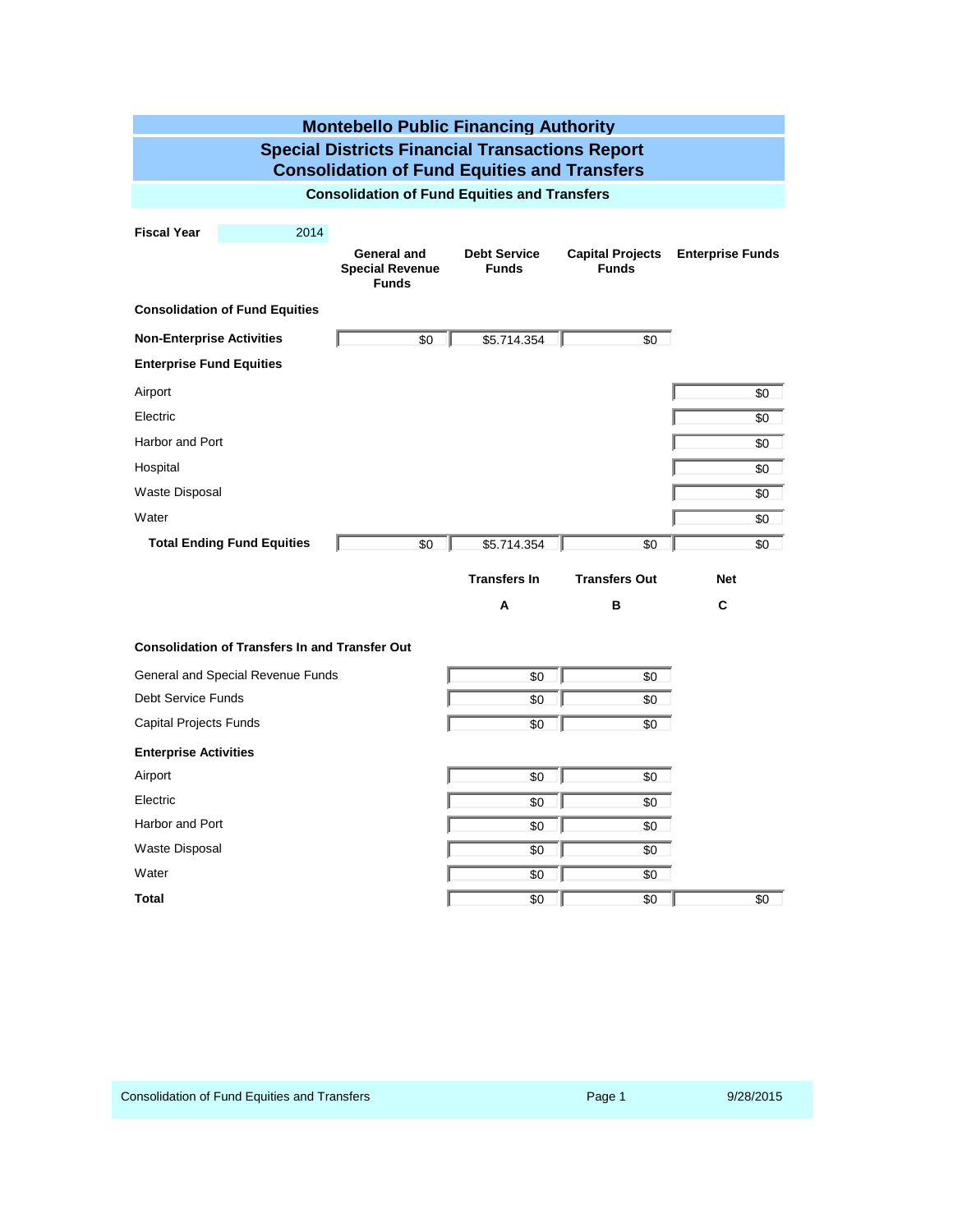# Montebello Public Financing Authority

## Special Districts Financial Transactions Report
## Consolidation of Fund Equities and Transfers

### Consolidation of Fund Equities and Transfers

**Fiscal Year** 2014

| | General and Special Revenue Funds | Debt Service Funds | Capital Projects Funds | Enterprise Funds |
|---|---|---|---|---|
| **Consolidation of Fund Equities** | | | | |
| **Non-Enterprise Activities** | $0 | $5.714.354 | $0 | |
| **Enterprise Fund Equities** | | | | |
| Airport | | | | $0 |
| Electric | | | | $0 |
| Harbor and Port | | | | $0 |
| Hospital | | | | $0 |
| Waste Disposal | | | | $0 |
| Water | | | | $0 |
| **Total Ending Fund Equities** | $0 | $5.714.354 | $0 | $0 |

| | Transfers In<br>A | Transfers Out<br>B | Net<br>C |
|---|---|---|---|
| **Consolidation of Transfers In and Transfer Out** | | | |
| General and Special Revenue Funds | $0 | $0 | |
| Debt Service Funds | $0 | $0 | |
| Capital Projects Funds | $0 | $0 | |
| **Enterprise Activities** | | | |
| Airport | $0 | $0 | |
| Electric | $0 | $0 | |
| Harbor and Port | $0 | $0 | |
| Waste Disposal | $0 | $0 | |
| Water | $0 | $0 | |
| **Total** | $0 | $0 | $0 |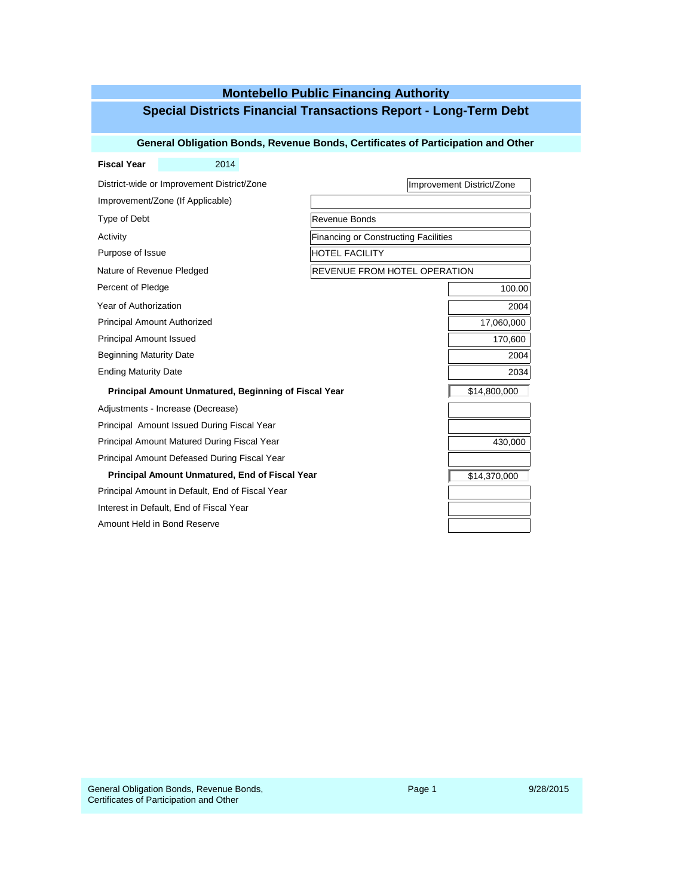# Montebello Public Financing Authority

## Special Districts Financial Transactions Report - Long-Term Debt

### General Obligation Bonds, Revenue Bonds, Certificates of Participation and Other

**Fiscal Year** 2014

| Field | Value |
|---|---|
| District-wide or Improvement District/Zone | Improvement District/Zone |
| Improvement/Zone (If Applicable) | |
| Type of Debt | Revenue Bonds |
| Activity | Financing or Constructing Facilities |
| Purpose of Issue | HOTEL FACILITY |
| Nature of Revenue Pledged | REVENUE FROM HOTEL OPERATION |
| Percent of Pledge | 100.00 |
| Year of Authorization | 2004 |
| Principal Amount Authorized | 17,060,000 |
| Principal Amount Issued | 170,600 |
| Beginning Maturity Date | 2004 |
| Ending Maturity Date | 2034 |
| **Principal Amount Unmatured, Beginning of Fiscal Year** | $14,800,000 |
| Adjustments - Increase (Decrease) | |
| Principal Amount Issued During Fiscal Year | |
| Principal Amount Matured During Fiscal Year | 430,000 |
| Principal Amount Defeased During Fiscal Year | |
| **Principal Amount Unmatured, End of Fiscal Year** | $14,370,000 |
| Principal Amount in Default, End of Fiscal Year | |
| Interest in Default, End of Fiscal Year | |
| Amount Held in Bond Reserve | |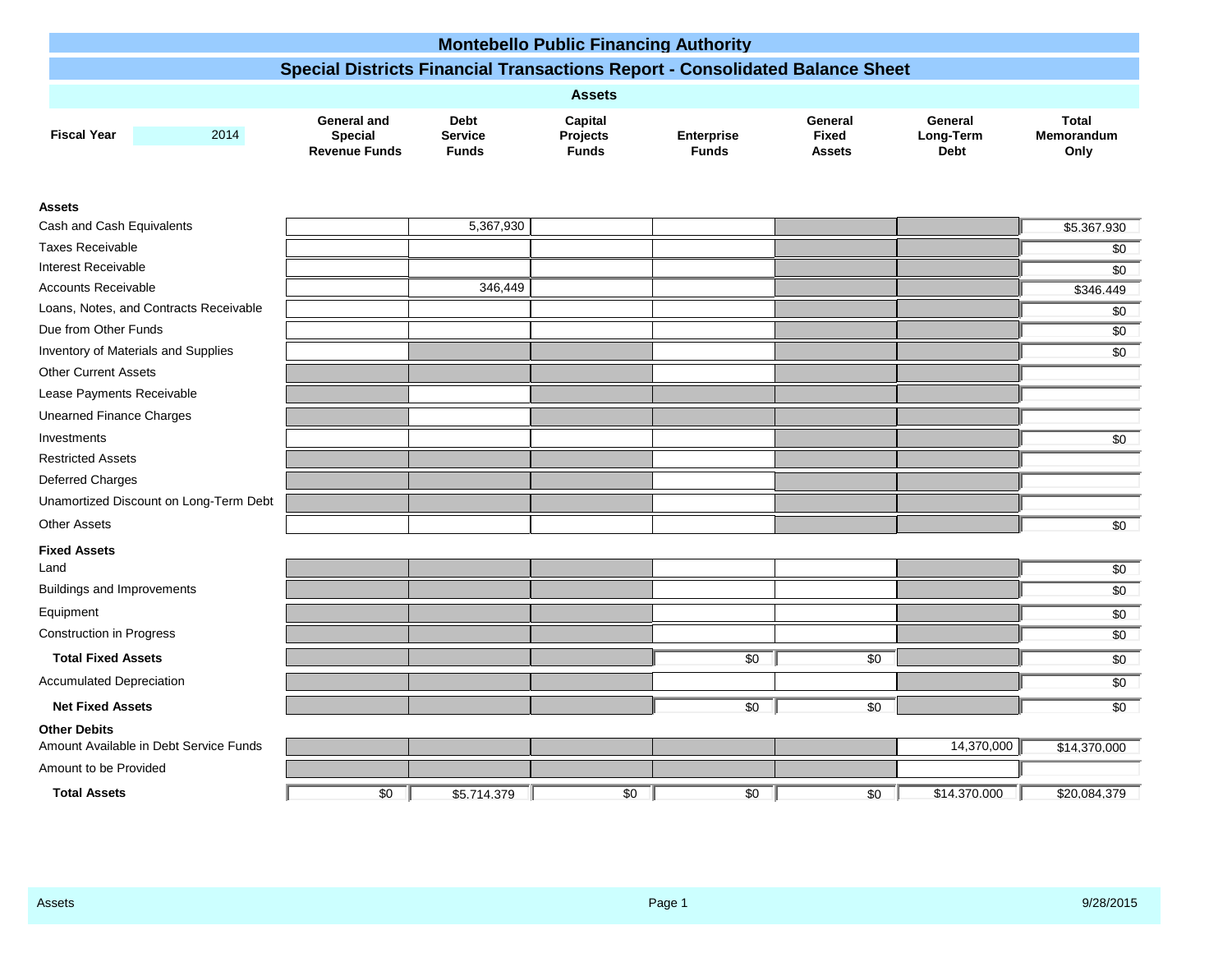# Montebello Public Financing Authority

## Special Districts Financial Transactions Report - Consolidated Balance Sheet

### Assets

**Fiscal Year** 2014

| | General and Special Revenue Funds | Debt Service Funds | Capital Projects Funds | Enterprise Funds | General Fixed Assets | General Long-Term Debt | Total Memorandum Only |
|---|---|---|---|---|---|---|---|
| **Assets** | | | | | | | |
| Cash and Cash Equivalents | | 5,367,930 | | | | | $5,367,930 |
| Taxes Receivable | | | | | | | $0 |
| Interest Receivable | | | | | | | $0 |
| Accounts Receivable | | 346,449 | | | | | $346,449 |
| Loans, Notes, and Contracts Receivable | | | | | | | $0 |
| Due from Other Funds | | | | | | | $0 |
| Inventory of Materials and Supplies | | | | | | | $0 |
| Other Current Assets | | | | | | | |
| Lease Payments Receivable | | | | | | | |
| Unearned Finance Charges | | | | | | | |
| Investments | | | | | | | $0 |
| Restricted Assets | | | | | | | |
| Deferred Charges | | | | | | | |
| Unamortized Discount on Long-Term Debt | | | | | | | |
| Other Assets | | | | | | | $0 |
| **Fixed Assets** | | | | | | | |
| Land | | | | | | | $0 |
| Buildings and Improvements | | | | | | | $0 |
| Equipment | | | | | | | $0 |
| Construction in Progress | | | | | | | $0 |
| **Total Fixed Assets** | | | | $0 | $0 | | $0 |
| Accumulated Depreciation | | | | | | | $0 |
| **Net Fixed Assets** | | | | $0 | $0 | | $0 |
| **Other Debits** | | | | | | | |
| Amount Available in Debt Service Funds | | | | | | 14,370,000 | $14,370,000 |
| Amount to be Provided | | | | | | | |
| **Total Assets** | $0 | $5,714,379 | $0 | $0 | $0 | $14,370,000 | $20,084,379 |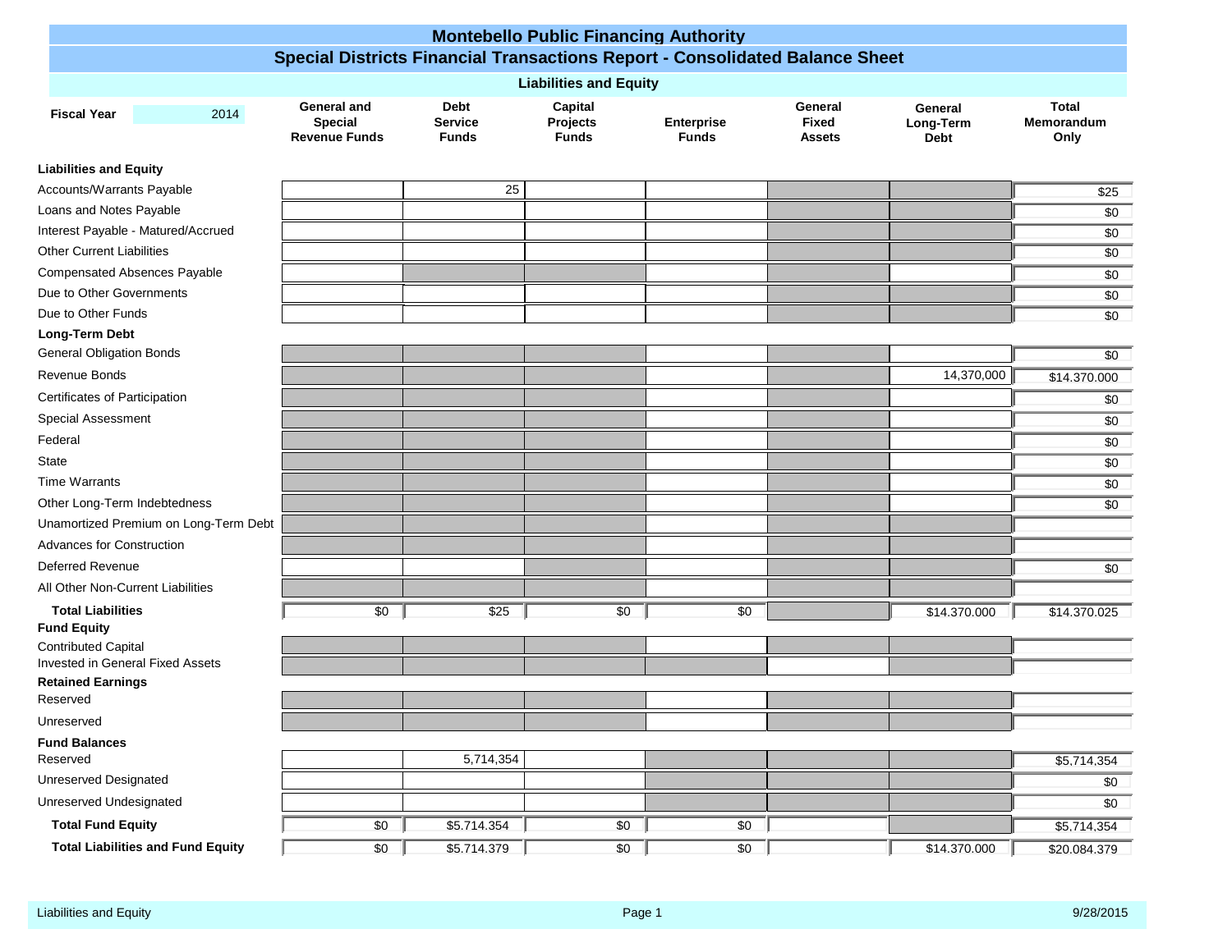# Montebello Public Financing Authority

## Special Districts Financial Transactions Report - Consolidated Balance Sheet

### Liabilities and Equity

**Fiscal Year** 2014

| | General and Special Revenue Funds | Debt Service Funds | Capital Projects Funds | Enterprise Funds | General Fixed Assets | General Long-Term Debt | Total Memorandum Only |
|---|---|---|---|---|---|---|---|
| **Liabilities and Equity** | | | | | | | |
| Accounts/Warrants Payable | | 25 | | | | | $25 |
| Loans and Notes Payable | | | | | | | $0 |
| Interest Payable - Matured/Accrued | | | | | | | $0 |
| Other Current Liabilities | | | | | | | $0 |
| Compensated Absences Payable | | | | | | | $0 |
| Due to Other Governments | | | | | | | $0 |
| Due to Other Funds | | | | | | | $0 |
| **Long-Term Debt** | | | | | | | |
| General Obligation Bonds | | | | | | | $0 |
| Revenue Bonds | | | | | | 14,370,000 | $14.370.000 |
| Certificates of Participation | | | | | | | $0 |
| Special Assessment | | | | | | | $0 |
| Federal | | | | | | | $0 |
| State | | | | | | | $0 |
| Time Warrants | | | | | | | $0 |
| Other Long-Term Indebtedness | | | | | | | $0 |
| Unamortized Premium on Long-Term Debt | | | | | | | |
| Advances for Construction | | | | | | | |
| Deferred Revenue | | | | | | | $0 |
| All Other Non-Current Liabilities | | | | | | | |
| **Total Liabilities** | $0 | $25 | $0 | $0 | | $14.370.000 | $14.370.025 |
| **Fund Equity** | | | | | | | |
| Contributed Capital | | | | | | | |
| Invested in General Fixed Assets | | | | | | | |
| **Retained Earnings** | | | | | | | |
| Reserved | | | | | | | |
| Unreserved | | | | | | | |
| **Fund Balances** | | | | | | | |
| Reserved | | 5,714,354 | | | | | $5,714,354 |
| Unreserved Designated | | | | | | | $0 |
| Unreserved Undesignated | | | | | | | $0 |
| **Total Fund Equity** | $0 | $5.714.354 | $0 | $0 | | | $5,714,354 |
| **Total Liabilities and Fund Equity** | $0 | $5.714.379 | $0 | $0 | | $14.370.000 | $20.084.379 |

Liabilities and Equity 9/28/2015